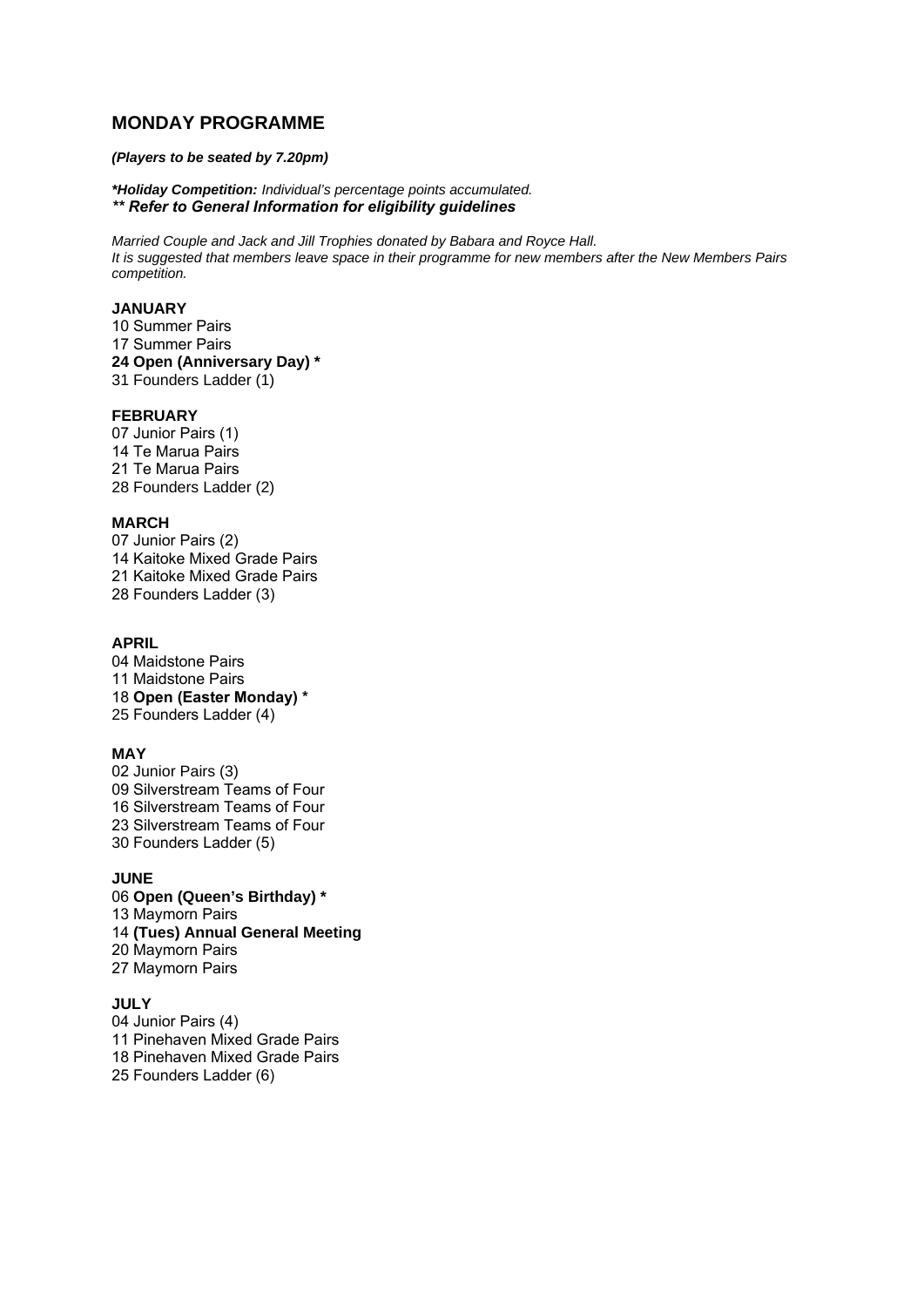## MONDAY PROGRAMME

***(Players to be seated by 7.20pm)***

***\*Holiday Competition:*** *Individual's percentage points accumulated.*
***\*\* Refer to General Information for eligibility guidelines***

*Married Couple and Jack and Jill Trophies donated by Babara and Royce Hall.*
*It is suggested that members leave space in their programme for new members after the New Members Pairs competition.*

**JANUARY**
10 Summer Pairs
17 Summer Pairs
**24 Open (Anniversary Day) \***
31 Founders Ladder (1)

**FEBRUARY**
07 Junior Pairs (1)
14 Te Marua Pairs
21 Te Marua Pairs
28 Founders Ladder (2)

**MARCH**
07 Junior Pairs (2)
14 Kaitoke Mixed Grade Pairs
21 Kaitoke Mixed Grade Pairs
28 Founders Ladder (3)

**APRIL**
04 Maidstone Pairs
11 Maidstone Pairs
18 **Open (Easter Monday)** \*
25 Founders Ladder (4)

**MAY**
02 Junior Pairs (3)
09 Silverstream Teams of Four
16 Silverstream Teams of Four
23 Silverstream Teams of Four
30 Founders Ladder (5)

**JUNE**
06 **Open (Queen's Birthday) \***
13 Maymorn Pairs
14 **(Tues) Annual General Meeting**
20 Maymorn Pairs
27 Maymorn Pairs

**JULY**
04 Junior Pairs (4)
11 Pinehaven Mixed Grade Pairs
18 Pinehaven Mixed Grade Pairs
25 Founders Ladder (6)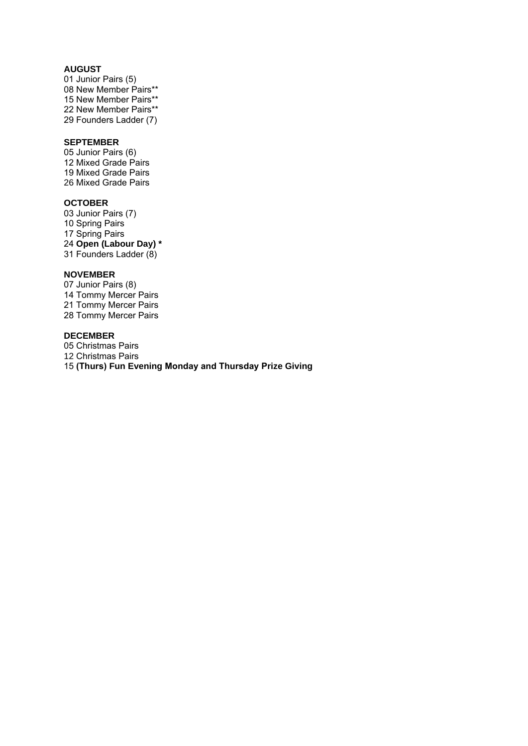**AUGUST**

01 Junior Pairs (5)
08 New Member Pairs**
15 New Member Pairs**
22 New Member Pairs**
29 Founders Ladder (7)

**SEPTEMBER**

05 Junior Pairs (6)
12 Mixed Grade Pairs
19 Mixed Grade Pairs
26 Mixed Grade Pairs

**OCTOBER**

03 Junior Pairs (7)
10 Spring Pairs
17 Spring Pairs
24 **Open (Labour Day) ***
31 Founders Ladder (8)

**NOVEMBER**

07 Junior Pairs (8)
14 Tommy Mercer Pairs
21 Tommy Mercer Pairs
28 Tommy Mercer Pairs

**DECEMBER**

05 Christmas Pairs
12 Christmas Pairs
15 **(Thurs) Fun Evening Monday and Thursday Prize Giving**